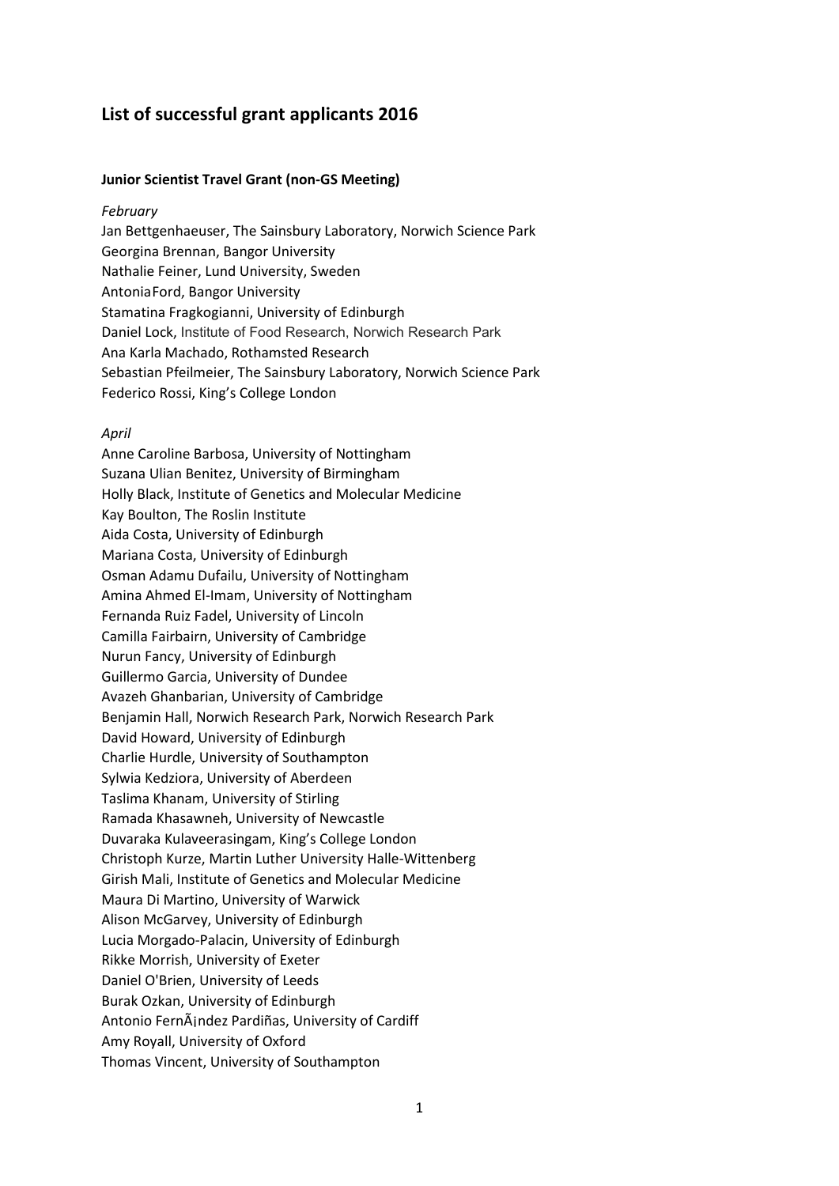# List of successful grant applicants 2016

### Junior Scientist Travel Grant (non-GS Meeting)

*February*

Jan Bettgenhaeuser, The Sainsbury Laboratory, Norwich Science Park
Georgina Brennan, Bangor University
Nathalie Feiner, Lund University, Sweden
AntoniaFord, Bangor University
Stamatina Fragkogianni, University of Edinburgh
Daniel Lock, Institute of Food Research, Norwich Research Park
Ana Karla Machado, Rothamsted Research
Sebastian Pfeilmeier, The Sainsbury Laboratory, Norwich Science Park
Federico Rossi, King's College London

*April*

Anne Caroline Barbosa, University of Nottingham
Suzana Ulian Benitez, University of Birmingham
Holly Black, Institute of Genetics and Molecular Medicine
Kay Boulton, The Roslin Institute
Aida Costa, University of Edinburgh
Mariana Costa, University of Edinburgh
Osman Adamu Dufailu, University of Nottingham
Amina Ahmed El-Imam, University of Nottingham
Fernanda Ruiz Fadel, University of Lincoln
Camilla Fairbairn, University of Cambridge
Nurun Fancy, University of Edinburgh
Guillermo Garcia, University of Dundee
Avazeh Ghanbarian, University of Cambridge
Benjamin Hall, Norwich Research Park, Norwich Research Park
David Howard, University of Edinburgh
Charlie Hurdle, University of Southampton
Sylwia Kedziora, University of Aberdeen
Taslima Khanam, University of Stirling
Ramada Khasawneh, University of Newcastle
Duvaraka Kulaveerasingam, King's College London
Christoph Kurze, Martin Luther University Halle-Wittenberg
Girish Mali, Institute of Genetics and Molecular Medicine
Maura Di Martino, University of Warwick
Alison McGarvey, University of Edinburgh
Lucia Morgado-Palacin, University of Edinburgh
Rikke Morrish, University of Exeter
Daniel O'Brien, University of Leeds
Burak Ozkan, University of Edinburgh
Antonio FernÃ¡ndez Pardiñas, University of Cardiff
Amy Royall, University of Oxford
Thomas Vincent, University of Southampton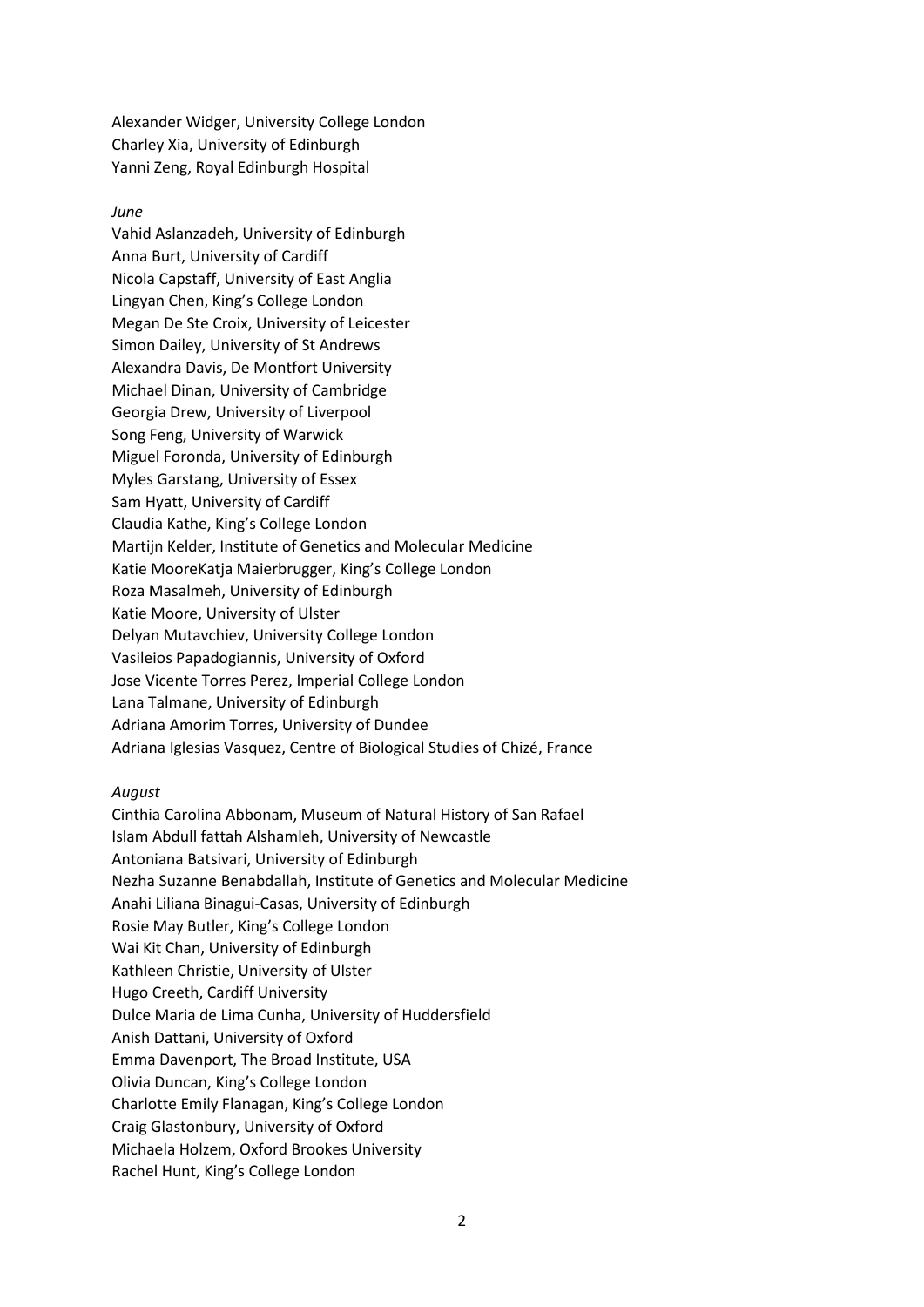Alexander Widger, University College London
Charley Xia, University of Edinburgh
Yanni Zeng, Royal Edinburgh Hospital

*June*

Vahid Aslanzadeh, University of Edinburgh
Anna Burt, University of Cardiff
Nicola Capstaff, University of East Anglia
Lingyan Chen, King's College London
Megan De Ste Croix, University of Leicester
Simon Dailey, University of St Andrews
Alexandra Davis, De Montfort University
Michael Dinan, University of Cambridge
Georgia Drew, University of Liverpool
Song Feng, University of Warwick
Miguel Foronda, University of Edinburgh
Myles Garstang, University of Essex
Sam Hyatt, University of Cardiff
Claudia Kathe, King's College London
Martijn Kelder, Institute of Genetics and Molecular Medicine
Katie MooreKatja Maierbrugger, King's College London
Roza Masalmeh, University of Edinburgh
Katie Moore, University of Ulster
Delyan Mutavchiev, University College London
Vasileios Papadogiannis, University of Oxford
Jose Vicente Torres Perez, Imperial College London
Lana Talmane, University of Edinburgh
Adriana Amorim Torres, University of Dundee
Adriana Iglesias Vasquez, Centre of Biological Studies of Chizé, France

*August*

Cinthia Carolina Abbonam, Museum of Natural History of San Rafael
Islam Abdull fattah Alshamleh, University of Newcastle
Antoniana Batsivari, University of Edinburgh
Nezha Suzanne Benabdallah, Institute of Genetics and Molecular Medicine
Anahi Liliana Binagui-Casas, University of Edinburgh
Rosie May Butler, King's College London
Wai Kit Chan, University of Edinburgh
Kathleen Christie, University of Ulster
Hugo Creeth, Cardiff University
Dulce Maria de Lima Cunha, University of Huddersfield
Anish Dattani, University of Oxford
Emma Davenport, The Broad Institute, USA
Olivia Duncan, King's College London
Charlotte Emily Flanagan, King's College London
Craig Glastonbury, University of Oxford
Michaela Holzem, Oxford Brookes University
Rachel Hunt, King's College London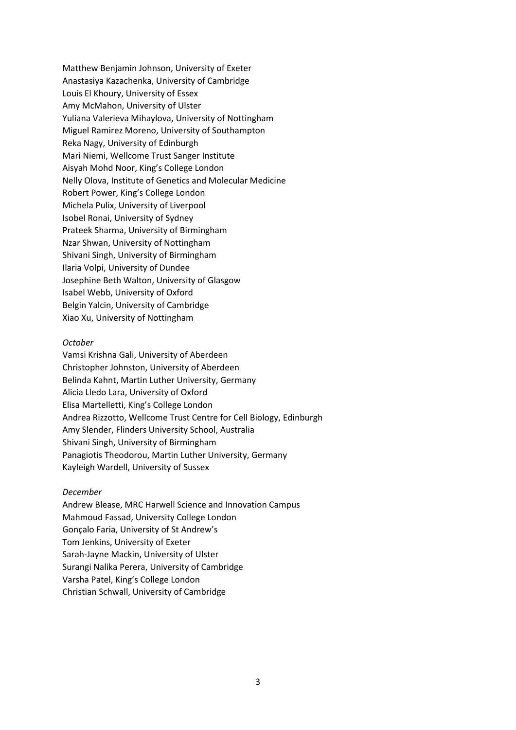Matthew Benjamin Johnson, University of Exeter
Anastasiya Kazachenka, University of Cambridge
Louis El Khoury, University of Essex
Amy McMahon, University of Ulster
Yuliana Valerieva Mihaylova, University of Nottingham
Miguel Ramirez Moreno, University of Southampton
Reka Nagy, University of Edinburgh
Mari Niemi, Wellcome Trust Sanger Institute
Aisyah Mohd Noor, King's College London
Nelly Olova, Institute of Genetics and Molecular Medicine
Robert Power, King's College London
Michela Pulix, University of Liverpool
Isobel Ronai, University of Sydney
Prateek Sharma, University of Birmingham
Nzar Shwan, University of Nottingham
Shivani Singh, University of Birmingham
Ilaria Volpi, University of Dundee
Josephine Beth Walton, University of Glasgow
Isabel Webb, University of Oxford
Belgin Yalcin, University of Cambridge
Xiao Xu, University of Nottingham

*October*

Vamsi Krishna Gali, University of Aberdeen
Christopher Johnston, University of Aberdeen
Belinda Kahnt, Martin Luther University, Germany
Alicia Lledo Lara, University of Oxford
Elisa Martelletti, King's College London
Andrea Rizzotto, Wellcome Trust Centre for Cell Biology, Edinburgh
Amy Slender, Flinders University School, Australia
Shivani Singh, University of Birmingham
Panagiotis Theodorou, Martin Luther University, Germany
Kayleigh Wardell, University of Sussex

*December*

Andrew Blease, MRC Harwell Science and Innovation Campus
Mahmoud Fassad, University College London
Gonçalo Faria, University of St Andrew's
Tom Jenkins, University of Exeter
Sarah-Jayne Mackin, University of Ulster
Surangi Nalika Perera, University of Cambridge
Varsha Patel, King's College London
Christian Schwall, University of Cambridge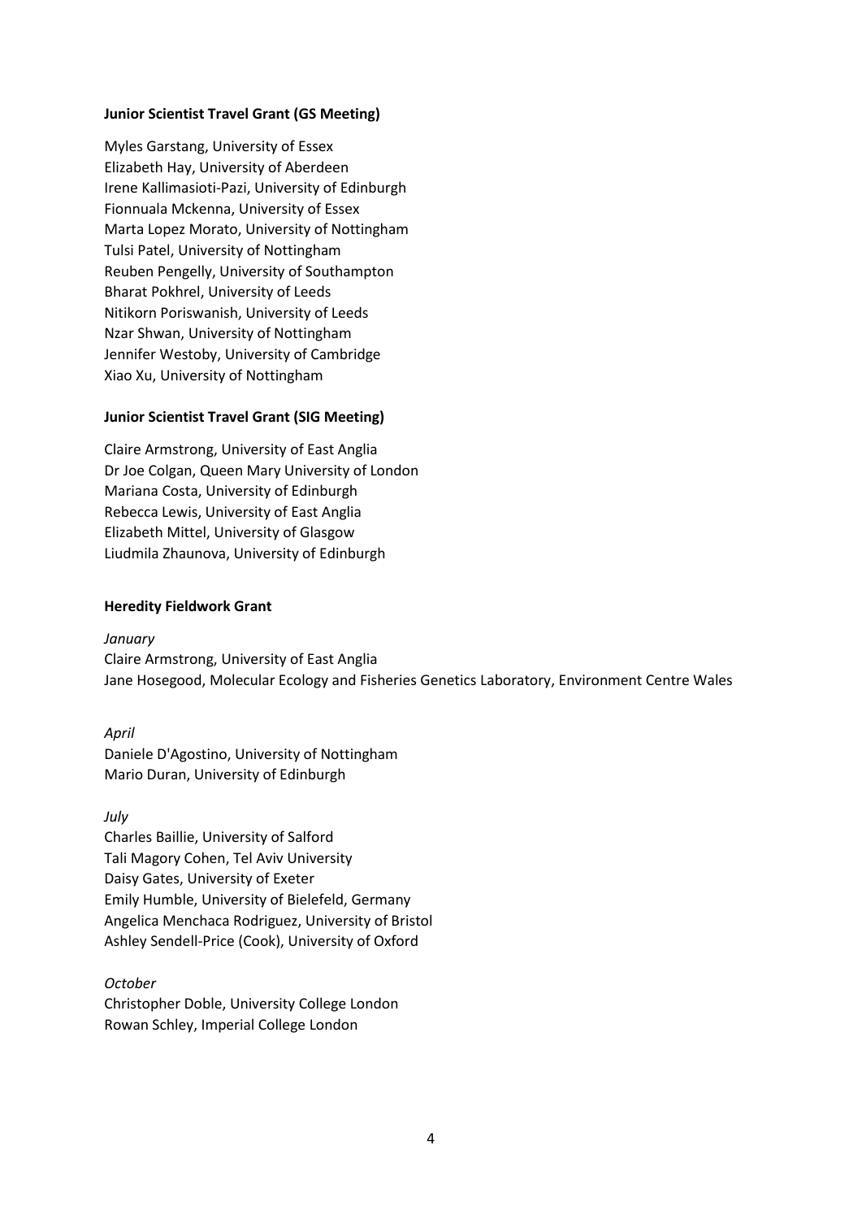**Junior Scientist Travel Grant (GS Meeting)**

Myles Garstang, University of Essex
Elizabeth Hay, University of Aberdeen
Irene Kallimasioti-Pazi, University of Edinburgh
Fionnuala Mckenna, University of Essex
Marta Lopez Morato, University of Nottingham
Tulsi Patel, University of Nottingham
Reuben Pengelly, University of Southampton
Bharat Pokhrel, University of Leeds
Nitikorn Poriswanish, University of Leeds
Nzar Shwan, University of Nottingham
Jennifer Westoby, University of Cambridge
Xiao Xu, University of Nottingham

**Junior Scientist Travel Grant (SIG Meeting)**

Claire Armstrong, University of East Anglia
Dr Joe Colgan, Queen Mary University of London
Mariana Costa, University of Edinburgh
Rebecca Lewis, University of East Anglia
Elizabeth Mittel, University of Glasgow
Liudmila Zhaunova, University of Edinburgh

**Heredity Fieldwork Grant**

*January*
Claire Armstrong, University of East Anglia
Jane Hosegood, Molecular Ecology and Fisheries Genetics Laboratory, Environment Centre Wales

*April*
Daniele D'Agostino, University of Nottingham
Mario Duran, University of Edinburgh

*July*
Charles Baillie, University of Salford
Tali Magory Cohen, Tel Aviv University
Daisy Gates, University of Exeter
Emily Humble, University of Bielefeld, Germany
Angelica Menchaca Rodriguez, University of Bristol
Ashley Sendell-Price (Cook), University of Oxford

*October*
Christopher Doble, University College London
Rowan Schley, Imperial College London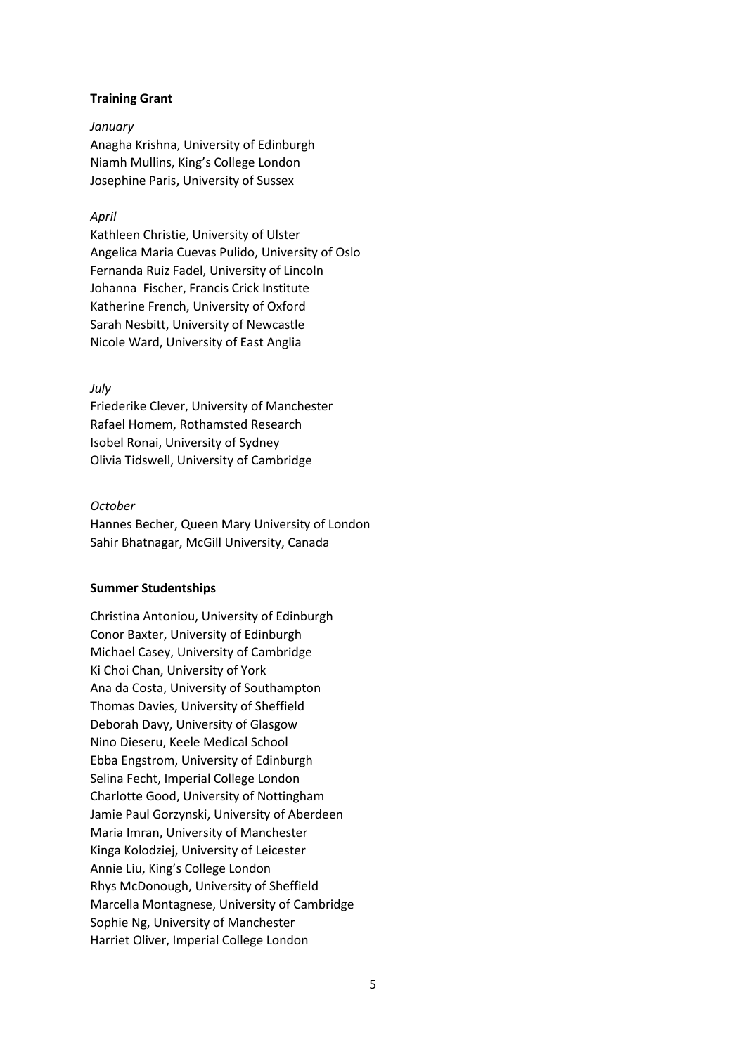**Training Grant**

*January*

Anagha Krishna, University of Edinburgh
Niamh Mullins, King's College London
Josephine Paris, University of Sussex

*April*

Kathleen Christie, University of Ulster
Angelica Maria Cuevas Pulido, University of Oslo
Fernanda Ruiz Fadel, University of Lincoln
Johanna Fischer, Francis Crick Institute
Katherine French, University of Oxford
Sarah Nesbitt, University of Newcastle
Nicole Ward, University of East Anglia

*July*

Friederike Clever, University of Manchester
Rafael Homem, Rothamsted Research
Isobel Ronai, University of Sydney
Olivia Tidswell, University of Cambridge

*October*

Hannes Becher, Queen Mary University of London
Sahir Bhatnagar, McGill University, Canada

**Summer Studentships**

Christina Antoniou, University of Edinburgh
Conor Baxter, University of Edinburgh
Michael Casey, University of Cambridge
Ki Choi Chan, University of York
Ana da Costa, University of Southampton
Thomas Davies, University of Sheffield
Deborah Davy, University of Glasgow
Nino Dieseru, Keele Medical School
Ebba Engstrom, University of Edinburgh
Selina Fecht, Imperial College London
Charlotte Good, University of Nottingham
Jamie Paul Gorzynski, University of Aberdeen
Maria Imran, University of Manchester
Kinga Kolodziej, University of Leicester
Annie Liu, King's College London
Rhys McDonough, University of Sheffield
Marcella Montagnese, University of Cambridge
Sophie Ng, University of Manchester
Harriet Oliver, Imperial College London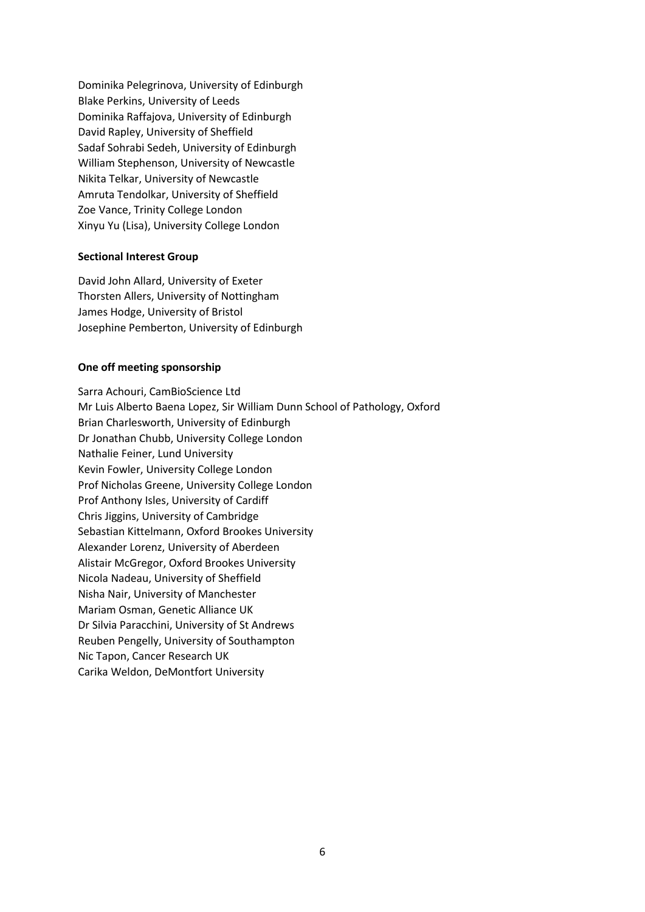Dominika Pelegrinova, University of Edinburgh
Blake Perkins, University of Leeds
Dominika Raffajova, University of Edinburgh
David Rapley, University of Sheffield
Sadaf Sohrabi Sedeh, University of Edinburgh
William Stephenson, University of Newcastle
Nikita Telkar, University of Newcastle
Amruta Tendolkar, University of Sheffield
Zoe Vance, Trinity College London
Xinyu Yu (Lisa), University College London

**Sectional Interest Group**

David John Allard, University of Exeter
Thorsten Allers, University of Nottingham
James Hodge, University of Bristol
Josephine Pemberton, University of Edinburgh

**One off meeting sponsorship**

Sarra Achouri, CamBioScience Ltd
Mr Luis Alberto Baena Lopez, Sir William Dunn School of Pathology, Oxford
Brian Charlesworth, University of Edinburgh
Dr Jonathan Chubb, University College London
Nathalie Feiner, Lund University
Kevin Fowler, University College London
Prof Nicholas Greene, University College London
Prof Anthony Isles, University of Cardiff
Chris Jiggins, University of Cambridge
Sebastian Kittelmann, Oxford Brookes University
Alexander Lorenz, University of Aberdeen
Alistair McGregor, Oxford Brookes University
Nicola Nadeau, University of Sheffield
Nisha Nair, University of Manchester
Mariam Osman, Genetic Alliance UK
Dr Silvia Paracchini, University of St Andrews
Reuben Pengelly, University of Southampton
Nic Tapon, Cancer Research UK
Carika Weldon, DeMontfort University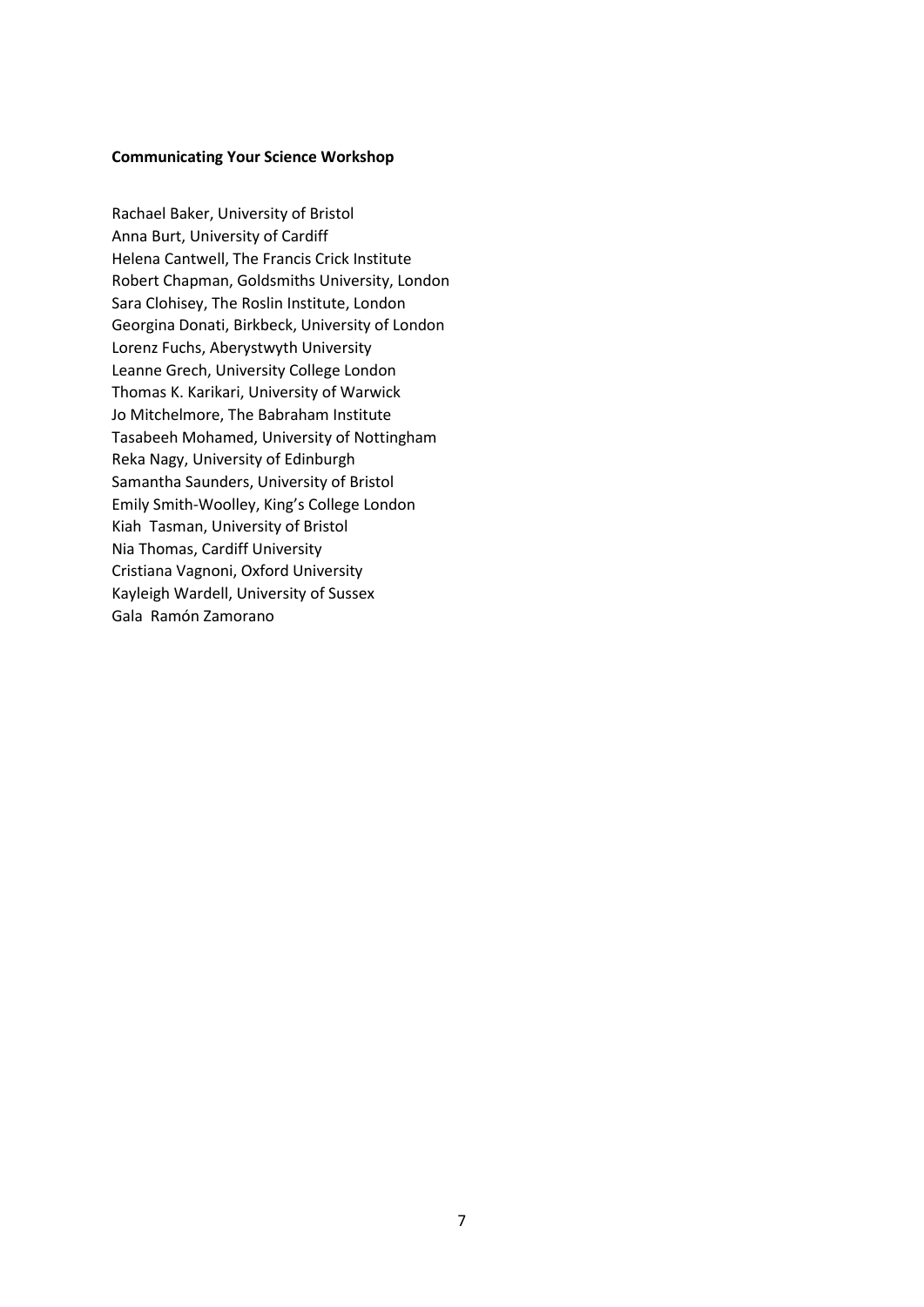**Communicating Your Science Workshop**

Rachael Baker, University of Bristol
Anna Burt, University of Cardiff
Helena Cantwell, The Francis Crick Institute
Robert Chapman, Goldsmiths University, London
Sara Clohisey, The Roslin Institute, London
Georgina Donati, Birkbeck, University of London
Lorenz Fuchs, Aberystwyth University
Leanne Grech, University College London
Thomas K. Karikari, University of Warwick
Jo Mitchelmore, The Babraham Institute
Tasabeeh Mohamed, University of Nottingham
Reka Nagy, University of Edinburgh
Samantha Saunders, University of Bristol
Emily Smith-Woolley, King's College London
Kiah Tasman, University of Bristol
Nia Thomas, Cardiff University
Cristiana Vagnoni, Oxford University
Kayleigh Wardell, University of Sussex
Gala Ramón Zamorano